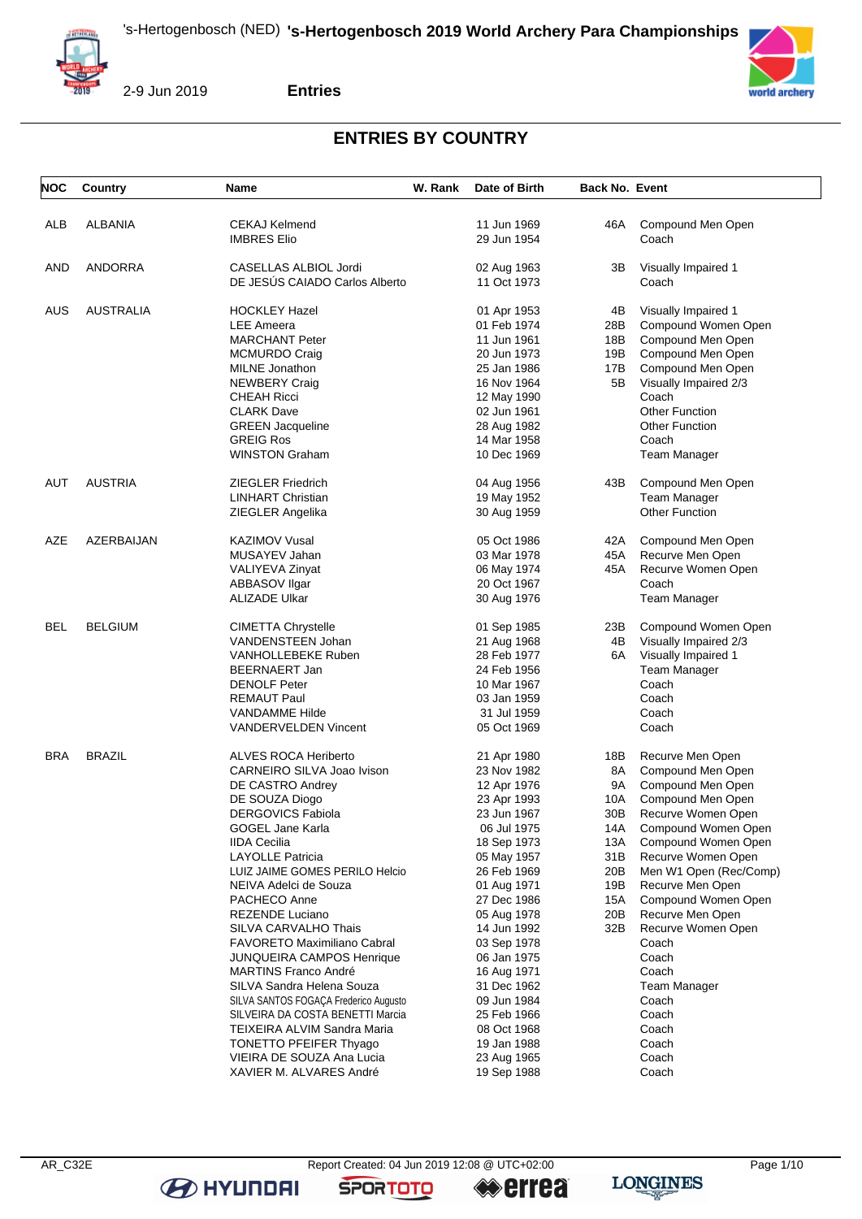# ENTRIES BY COUNTRY

| NOC | Country | Name | W. Rank | Date of Birth | Back No. | Event |
|---|---|---|---|---|---|---|
| ALB | ALBANIA | CEKAJ Kelmend | | 11 Jun 1969 | 46A | Compound Men Open |
| | | IMBRES Elio | | 29 Jun 1954 | | Coach |
| AND | ANDORRA | CASELLAS ALBIOL Jordi | | 02 Aug 1963 | 3B | Visually Impaired 1 |
| | | DE JESÚS CAIADO Carlos Alberto | | 11 Oct 1973 | | Coach |
| AUS | AUSTRALIA | HOCKLEY Hazel | | 01 Apr 1953 | 4B | Visually Impaired 1 |
| | | LEE Ameera | | 01 Feb 1974 | 28B | Compound Women Open |
| | | MARCHANT Peter | | 11 Jun 1961 | 18B | Compound Men Open |
| | | MCMURDO Craig | | 20 Jun 1973 | 19B | Compound Men Open |
| | | MILNE Jonathon | | 25 Jan 1986 | 17B | Compound Men Open |
| | | NEWBERY Craig | | 16 Nov 1964 | 5B | Visually Impaired 2/3 |
| | | CHEAH Ricci | | 12 May 1990 | | Coach |
| | | CLARK Dave | | 02 Jun 1961 | | Other Function |
| | | GREEN Jacqueline | | 28 Aug 1982 | | Other Function |
| | | GREIG Ros | | 14 Mar 1958 | | Coach |
| | | WINSTON Graham | | 10 Dec 1969 | | Team Manager |
| AUT | AUSTRIA | ZIEGLER Friedrich | | 04 Aug 1956 | 43B | Compound Men Open |
| | | LINHART Christian | | 19 May 1952 | | Team Manager |
| | | ZIEGLER Angelika | | 30 Aug 1959 | | Other Function |
| AZE | AZERBAIJAN | KAZIMOV Vusal | | 05 Oct 1986 | 42A | Compound Men Open |
| | | MUSAYEV Jahan | | 03 Mar 1978 | 45A | Recurve Men Open |
| | | VALIYEVA Zinyat | | 06 May 1974 | 45A | Recurve Women Open |
| | | ABBASOV Ilgar | | 20 Oct 1967 | | Coach |
| | | ALIZADE Ulkar | | 30 Aug 1976 | | Team Manager |
| BEL | BELGIUM | CIMETTA Chrystelle | | 01 Sep 1985 | 23B | Compound Women Open |
| | | VANDENSTEEN Johan | | 21 Aug 1968 | 4B | Visually Impaired 2/3 |
| | | VANHOLLEBEKE Ruben | | 28 Feb 1977 | 6A | Visually Impaired 1 |
| | | BEERNAERT Jan | | 24 Feb 1956 | | Team Manager |
| | | DENOLF Peter | | 10 Mar 1967 | | Coach |
| | | REMAUT Paul | | 03 Jan 1959 | | Coach |
| | | VANDAMME Hilde | | 31 Jul 1959 | | Coach |
| | | VANDERVELDEN Vincent | | 05 Oct 1969 | | Coach |
| BRA | BRAZIL | ALVES ROCA Heriberto | | 21 Apr 1980 | 18B | Recurve Men Open |
| | | CARNEIRO SILVA Joao Ivison | | 23 Nov 1982 | 8A | Compound Men Open |
| | | DE CASTRO Andrey | | 12 Apr 1976 | 9A | Compound Men Open |
| | | DE SOUZA Diogo | | 23 Apr 1993 | 10A | Compound Men Open |
| | | DERGOVICS Fabiola | | 23 Jun 1967 | 30B | Recurve Women Open |
| | | GOGEL Jane Karla | | 06 Jul 1975 | 14A | Compound Women Open |
| | | IIDA Cecilia | | 18 Sep 1973 | 13A | Compound Women Open |
| | | LAYOLLE Patricia | | 05 May 1957 | 31B | Recurve Women Open |
| | | LUIZ JAIME GOMES PERILO Helcio | | 26 Feb 1969 | 20B | Men W1 Open (Rec/Comp) |
| | | NEIVA Adelci de Souza | | 01 Aug 1971 | 19B | Recurve Men Open |
| | | PACHECO Anne | | 27 Dec 1986 | 15A | Compound Women Open |
| | | REZENDE Luciano | | 05 Aug 1978 | 20B | Recurve Men Open |
| | | SILVA CARVALHO Thais | | 14 Jun 1992 | 32B | Recurve Women Open |
| | | FAVORETO Maximiliano Cabral | | 03 Sep 1978 | | Coach |
| | | JUNQUEIRA CAMPOS Henrique | | 06 Jan 1975 | | Coach |
| | | MARTINS Franco André | | 16 Aug 1971 | | Coach |
| | | SILVA Sandra Helena Souza | | 31 Dec 1962 | | Team Manager |
| | | SILVA SANTOS FOGAÇA Frederico Augusto | | 09 Jun 1984 | | Coach |
| | | SILVEIRA DA COSTA BENETTI Marcia | | 25 Feb 1966 | | Coach |
| | | TEIXEIRA ALVIM Sandra Maria | | 08 Oct 1968 | | Coach |
| | | TONETTO PFEIFER Thyago | | 19 Jan 1988 | | Coach |
| | | VIEIRA DE SOUZA Ana Lucia | | 23 Aug 1965 | | Coach |
| | | XAVIER M. ALVARES André | | 19 Sep 1988 | | Coach |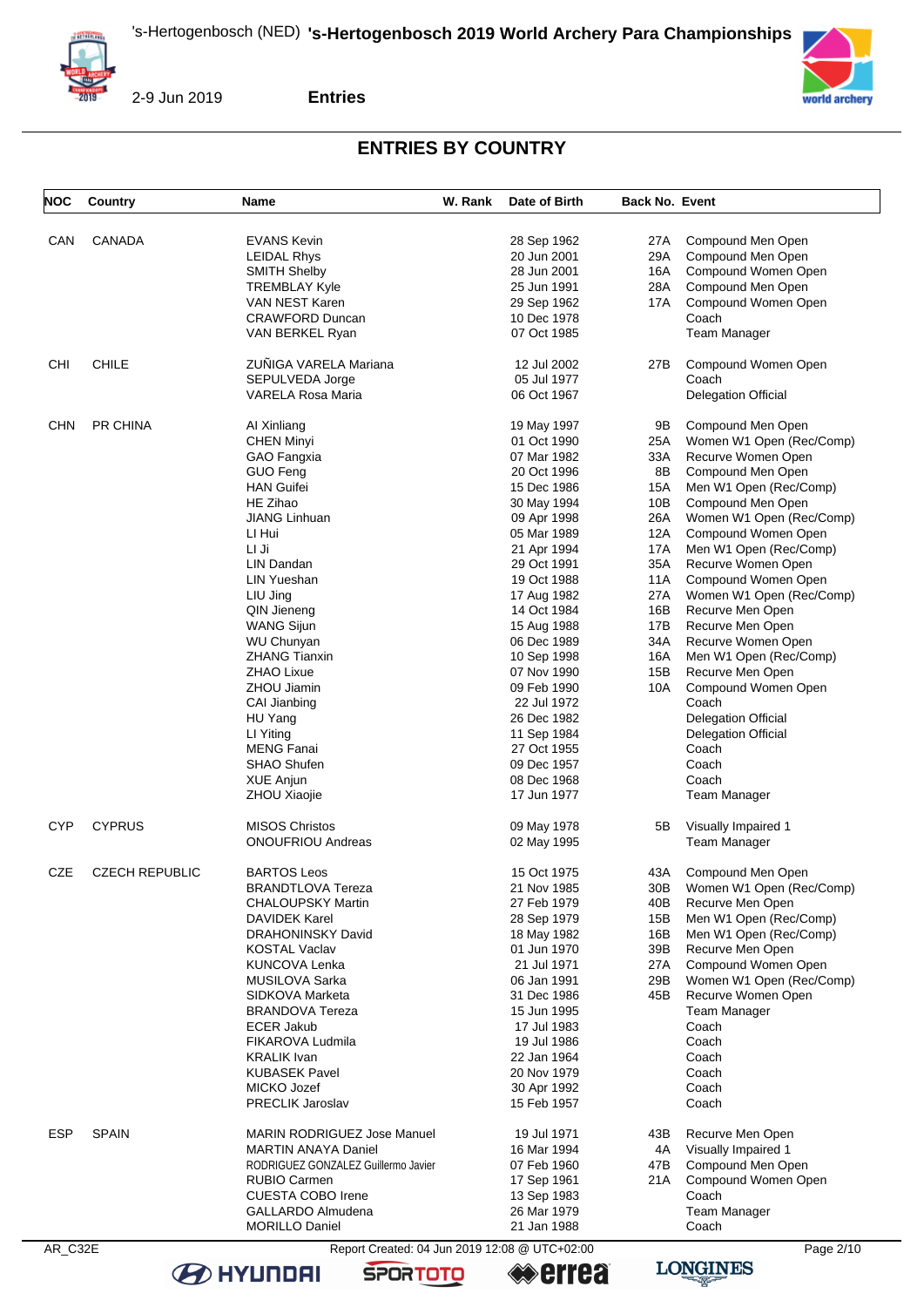## ENTRIES BY COUNTRY

| NOC | Country | Name | W. Rank | Date of Birth | Back No. | Event |
|---|---|---|---|---|---|---|
| CAN | CANADA | EVANS Kevin | | 28 Sep 1962 | 27A | Compound Men Open |
| | | LEIDAL Rhys | | 20 Jun 2001 | 29A | Compound Men Open |
| | | SMITH Shelby | | 28 Jun 2001 | 16A | Compound Women Open |
| | | TREMBLAY Kyle | | 25 Jun 1991 | 28A | Compound Men Open |
| | | VAN NEST Karen | | 29 Sep 1962 | 17A | Compound Women Open |
| | | CRAWFORD Duncan | | 10 Dec 1978 | | Coach |
| | | VAN BERKEL Ryan | | 07 Oct 1985 | | Team Manager |
| CHI | CHILE | ZUÑIGA VARELA Mariana | | 12 Jul 2002 | 27B | Compound Women Open |
| | | SEPULVEDA Jorge | | 05 Jul 1977 | | Coach |
| | | VARELA Rosa Maria | | 06 Oct 1967 | | Delegation Official |
| CHN | PR CHINA | AI Xinliang | | 19 May 1997 | 9B | Compound Men Open |
| | | CHEN Minyi | | 01 Oct 1990 | 25A | Women W1 Open (Rec/Comp) |
| | | GAO Fangxia | | 07 Mar 1982 | 33A | Recurve Women Open |
| | | GUO Feng | | 20 Oct 1996 | 8B | Compound Men Open |
| | | HAN Guifei | | 15 Dec 1986 | 15A | Men W1 Open (Rec/Comp) |
| | | HE Zihao | | 30 May 1994 | 10B | Compound Men Open |
| | | JIANG Linhuan | | 09 Apr 1998 | 26A | Women W1 Open (Rec/Comp) |
| | | LI Hui | | 05 Mar 1989 | 12A | Compound Women Open |
| | | LI Ji | | 21 Apr 1994 | 17A | Men W1 Open (Rec/Comp) |
| | | LIN Dandan | | 29 Oct 1991 | 35A | Recurve Women Open |
| | | LIN Yueshan | | 19 Oct 1988 | 11A | Compound Women Open |
| | | LIU Jing | | 17 Aug 1982 | 27A | Women W1 Open (Rec/Comp) |
| | | QIN Jieneng | | 14 Oct 1984 | 16B | Recurve Men Open |
| | | WANG Sijun | | 15 Aug 1988 | 17B | Recurve Men Open |
| | | WU Chunyan | | 06 Dec 1989 | 34A | Recurve Women Open |
| | | ZHANG Tianxin | | 10 Sep 1998 | 16A | Men W1 Open (Rec/Comp) |
| | | ZHAO Lixue | | 07 Nov 1990 | 15B | Recurve Men Open |
| | | ZHOU Jiamin | | 09 Feb 1990 | 10A | Compound Women Open |
| | | CAI Jianbing | | 22 Jul 1972 | | Coach |
| | | HU Yang | | 26 Dec 1982 | | Delegation Official |
| | | LI Yiting | | 11 Sep 1984 | | Delegation Official |
| | | MENG Fanai | | 27 Oct 1955 | | Coach |
| | | SHAO Shufen | | 09 Dec 1957 | | Coach |
| | | XUE Anjun | | 08 Dec 1968 | | Coach |
| | | ZHOU Xiaojie | | 17 Jun 1977 | | Team Manager |
| CYP | CYPRUS | MISOS Christos | | 09 May 1978 | 5B | Visually Impaired 1 |
| | | ONOUFRIOU Andreas | | 02 May 1995 | | Team Manager |
| CZE | CZECH REPUBLIC | BARTOS Leos | | 15 Oct 1975 | 43A | Compound Men Open |
| | | BRANDTLOVA Tereza | | 21 Nov 1985 | 30B | Women W1 Open (Rec/Comp) |
| | | CHALOUPSKY Martin | | 27 Feb 1979 | 40B | Recurve Men Open |
| | | DAVIDEK Karel | | 28 Sep 1979 | 15B | Men W1 Open (Rec/Comp) |
| | | DRAHONINSKY David | | 18 May 1982 | 16B | Men W1 Open (Rec/Comp) |
| | | KOSTAL Vaclav | | 01 Jun 1970 | 39B | Recurve Men Open |
| | | KUNCOVA Lenka | | 21 Jul 1971 | 27A | Compound Women Open |
| | | MUSILOVA Sarka | | 06 Jan 1991 | 29B | Women W1 Open (Rec/Comp) |
| | | SIDKOVA Marketa | | 31 Dec 1986 | 45B | Recurve Women Open |
| | | BRANDOVA Tereza | | 15 Jun 1995 | | Team Manager |
| | | ECER Jakub | | 17 Jul 1983 | | Coach |
| | | FIKAROVA Ludmila | | 19 Jul 1986 | | Coach |
| | | KRALIK Ivan | | 22 Jan 1964 | | Coach |
| | | KUBASEK Pavel | | 20 Nov 1979 | | Coach |
| | | MICKO Jozef | | 30 Apr 1992 | | Coach |
| | | PRECLIK Jaroslav | | 15 Feb 1957 | | Coach |
| ESP | SPAIN | MARIN RODRIGUEZ Jose Manuel | | 19 Jul 1971 | 43B | Recurve Men Open |
| | | MARTIN ANAYA Daniel | | 16 Mar 1994 | 4A | Visually Impaired 1 |
| | | RODRIGUEZ GONZALEZ Guillermo Javier | | 07 Feb 1960 | 47B | Compound Men Open |
| | | RUBIO Carmen | | 17 Sep 1961 | 21A | Compound Women Open |
| | | CUESTA COBO Irene | | 13 Sep 1983 | | Coach |
| | | GALLARDO Almudena | | 26 Mar 1979 | | Team Manager |
| | | MORILLO Daniel | | 21 Jan 1988 | | Coach |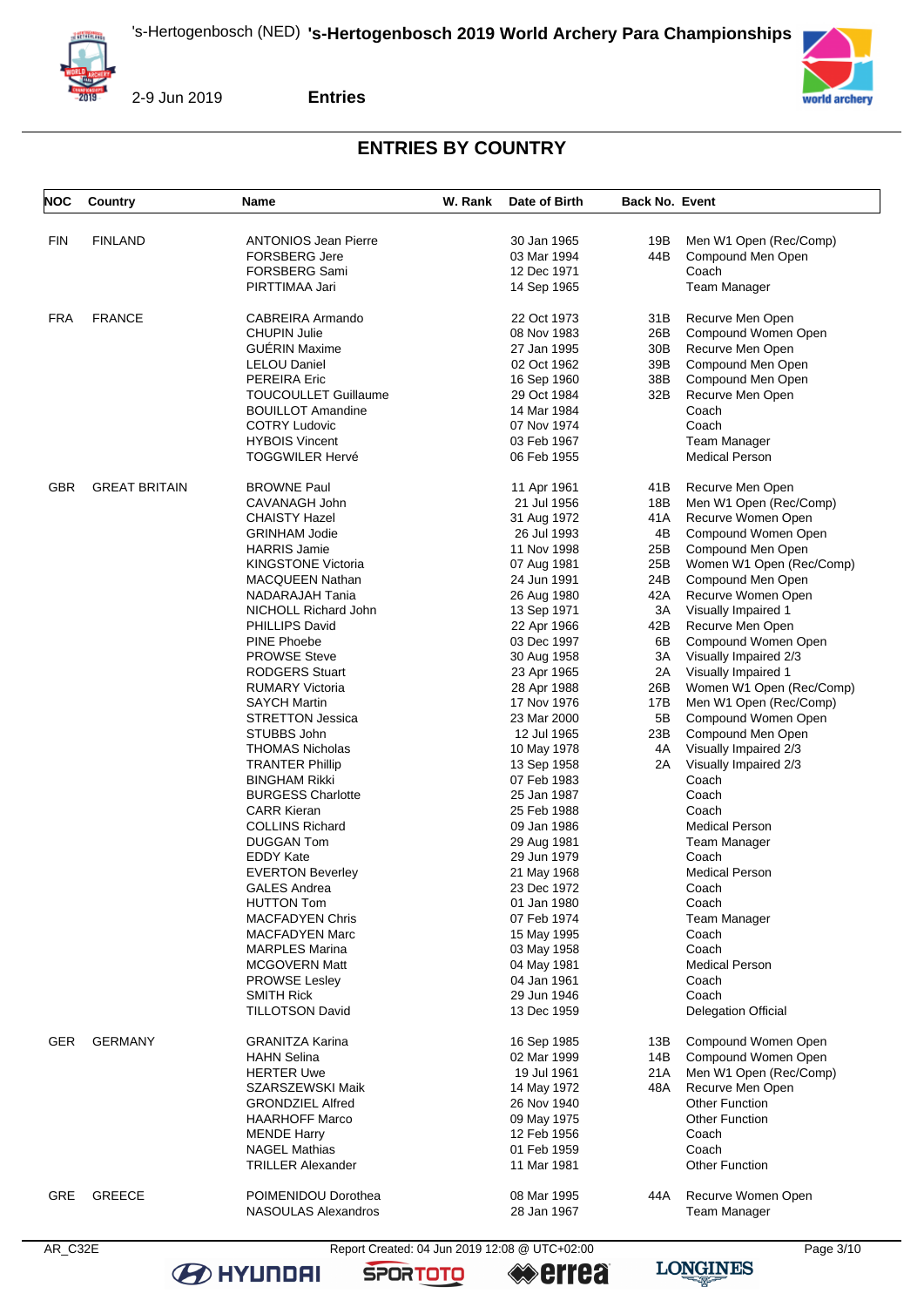# ENTRIES BY COUNTRY

| NOC | Country | Name | W. Rank | Date of Birth | Back No. | Event |
|---|---|---|---|---|---|---|
| FIN | FINLAND | ANTONIOS Jean Pierre | | 30 Jan 1965 | 19B | Men W1 Open (Rec/Comp) |
| | | FORSBERG Jere | | 03 Mar 1994 | 44B | Compound Men Open |
| | | FORSBERG Sami | | 12 Dec 1971 | | Coach |
| | | PIRTTIMAA Jari | | 14 Sep 1965 | | Team Manager |
| FRA | FRANCE | CABREIRA Armando | | 22 Oct 1973 | 31B | Recurve Men Open |
| | | CHUPIN Julie | | 08 Nov 1983 | 26B | Compound Women Open |
| | | GUÉRIN Maxime | | 27 Jan 1995 | 30B | Recurve Men Open |
| | | LELOU Daniel | | 02 Oct 1962 | 39B | Compound Men Open |
| | | PEREIRA Eric | | 16 Sep 1960 | 38B | Compound Men Open |
| | | TOUCOULLET Guillaume | | 29 Oct 1984 | 32B | Recurve Men Open |
| | | BOUILLOT Amandine | | 14 Mar 1984 | | Coach |
| | | COTRY Ludovic | | 07 Nov 1974 | | Coach |
| | | HYBOIS Vincent | | 03 Feb 1967 | | Team Manager |
| | | TOGGWILER Hervé | | 06 Feb 1955 | | Medical Person |
| GBR | GREAT BRITAIN | BROWNE Paul | | 11 Apr 1961 | 41B | Recurve Men Open |
| | | CAVANAGH John | | 21 Jul 1956 | 18B | Men W1 Open (Rec/Comp) |
| | | CHAISTY Hazel | | 31 Aug 1972 | 41A | Recurve Women Open |
| | | GRINHAM Jodie | | 26 Jul 1993 | 4B | Compound Women Open |
| | | HARRIS Jamie | | 11 Nov 1998 | 25B | Compound Men Open |
| | | KINGSTONE Victoria | | 07 Aug 1981 | 25B | Women W1 Open (Rec/Comp) |
| | | MACQUEEN Nathan | | 24 Jun 1991 | 24B | Compound Men Open |
| | | NADARAJAH Tania | | 26 Aug 1980 | 42A | Recurve Women Open |
| | | NICHOLL Richard John | | 13 Sep 1971 | 3A | Visually Impaired 1 |
| | | PHILLIPS David | | 22 Apr 1966 | 42B | Recurve Men Open |
| | | PINE Phoebe | | 03 Dec 1997 | 6B | Compound Women Open |
| | | PROWSE Steve | | 30 Aug 1958 | 3A | Visually Impaired 2/3 |
| | | RODGERS Stuart | | 23 Apr 1965 | 2A | Visually Impaired 1 |
| | | RUMARY Victoria | | 28 Apr 1988 | 26B | Women W1 Open (Rec/Comp) |
| | | SAYCH Martin | | 17 Nov 1976 | 17B | Men W1 Open (Rec/Comp) |
| | | STRETTON Jessica | | 23 Mar 2000 | 5B | Compound Women Open |
| | | STUBBS John | | 12 Jul 1965 | 23B | Compound Men Open |
| | | THOMAS Nicholas | | 10 May 1978 | 4A | Visually Impaired 2/3 |
| | | TRANTER Phillip | | 13 Sep 1958 | 2A | Visually Impaired 2/3 |
| | | BINGHAM Rikki | | 07 Feb 1983 | | Coach |
| | | BURGESS Charlotte | | 25 Jan 1987 | | Coach |
| | | CARR Kieran | | 25 Feb 1988 | | Coach |
| | | COLLINS Richard | | 09 Jan 1986 | | Medical Person |
| | | DUGGAN Tom | | 29 Aug 1981 | | Team Manager |
| | | EDDY Kate | | 29 Jun 1979 | | Coach |
| | | EVERTON Beverley | | 21 May 1968 | | Medical Person |
| | | GALES Andrea | | 23 Dec 1972 | | Coach |
| | | HUTTON Tom | | 01 Jan 1980 | | Coach |
| | | MACFADYEN Chris | | 07 Feb 1974 | | Team Manager |
| | | MACFADYEN Marc | | 15 May 1995 | | Coach |
| | | MARPLES Marina | | 03 May 1958 | | Coach |
| | | MCGOVERN Matt | | 04 May 1981 | | Medical Person |
| | | PROWSE Lesley | | 04 Jan 1961 | | Coach |
| | | SMITH Rick | | 29 Jun 1946 | | Coach |
| | | TILLOTSON David | | 13 Dec 1959 | | Delegation Official |
| GER | GERMANY | GRANITZA Karina | | 16 Sep 1985 | 13B | Compound Women Open |
| | | HAHN Selina | | 02 Mar 1999 | 14B | Compound Women Open |
| | | HERTER Uwe | | 19 Jul 1961 | 21A | Men W1 Open (Rec/Comp) |
| | | SZARSZEWSKI Maik | | 14 May 1972 | 48A | Recurve Men Open |
| | | GRONDZIEL Alfred | | 26 Nov 1940 | | Other Function |
| | | HAARHOFF Marco | | 09 May 1975 | | Other Function |
| | | MENDE Harry | | 12 Feb 1956 | | Coach |
| | | NAGEL Mathias | | 01 Feb 1959 | | Coach |
| | | TRILLER Alexander | | 11 Mar 1981 | | Other Function |
| GRE | GREECE | POIMENIDOU Dorothea | | 08 Mar 1995 | 44A | Recurve Women Open |
| | | NASOULAS Alexandros | | 28 Jan 1967 | | Team Manager |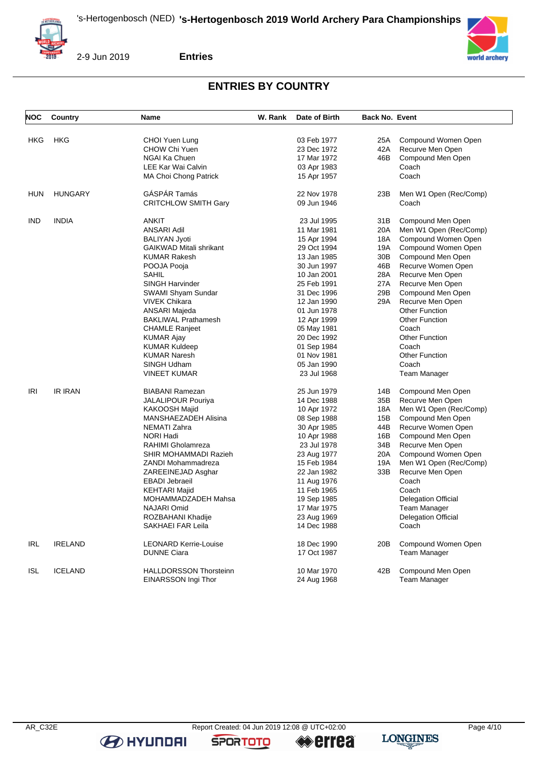## ENTRIES BY COUNTRY

| NOC | Country | Name | W. Rank | Date of Birth | Back No. | Event |
|---|---|---|---|---|---|---|
| HKG | HKG | CHOI Yuen Lung | | 03 Feb 1977 | 25A | Compound Women Open |
| | | CHOW Chi Yuen | | 23 Dec 1972 | 42A | Recurve Men Open |
| | | NGAI Ka Chuen | | 17 Mar 1972 | 46B | Compound Men Open |
| | | LEE Kar Wai Calvin | | 03 Apr 1983 | | Coach |
| | | MA Choi Chong Patrick | | 15 Apr 1957 | | Coach |
| HUN | HUNGARY | GÁSPÁR Tamás | | 22 Nov 1978 | 23B | Men W1 Open (Rec/Comp) |
| | | CRITCHLOW SMITH Gary | | 09 Jun 1946 | | Coach |
| IND | INDIA | ANKIT | | 23 Jul 1995 | 31B | Compound Men Open |
| | | ANSARI Adil | | 11 Mar 1981 | 20A | Men W1 Open (Rec/Comp) |
| | | BALIYAN Jyoti | | 15 Apr 1994 | 18A | Compound Women Open |
| | | GAIKWAD Mitali shrikant | | 29 Oct 1994 | 19A | Compound Women Open |
| | | KUMAR Rakesh | | 13 Jan 1985 | 30B | Compound Men Open |
| | | POOJA Pooja | | 30 Jun 1997 | 46B | Recurve Women Open |
| | | SAHIL | | 10 Jan 2001 | 28A | Recurve Men Open |
| | | SINGH Harvinder | | 25 Feb 1991 | 27A | Recurve Men Open |
| | | SWAMI Shyam Sundar | | 31 Dec 1996 | 29B | Compound Men Open |
| | | VIVEK Chikara | | 12 Jan 1990 | 29A | Recurve Men Open |
| | | ANSARI Majeda | | 01 Jun 1978 | | Other Function |
| | | BAKLIWAL Prathamesh | | 12 Apr 1999 | | Other Function |
| | | CHAMLE Ranjeet | | 05 May 1981 | | Coach |
| | | KUMAR Ajay | | 20 Dec 1992 | | Other Function |
| | | KUMAR Kuldeep | | 01 Sep 1984 | | Coach |
| | | KUMAR Naresh | | 01 Nov 1981 | | Other Function |
| | | SINGH Udham | | 05 Jan 1990 | | Coach |
| | | VINEET KUMAR | | 23 Jul 1968 | | Team Manager |
| IRI | IR IRAN | BIABANI Ramezan | | 25 Jun 1979 | 14B | Compound Men Open |
| | | JALALIPOUR Pouriya | | 14 Dec 1988 | 35B | Recurve Men Open |
| | | KAKOOSH Majid | | 10 Apr 1972 | 18A | Men W1 Open (Rec/Comp) |
| | | MANSHAEZADEH Alisina | | 08 Sep 1988 | 15B | Compound Men Open |
| | | NEMATI Zahra | | 30 Apr 1985 | 44B | Recurve Women Open |
| | | NORI Hadi | | 10 Apr 1988 | 16B | Compound Men Open |
| | | RAHIMI Gholamreza | | 23 Jul 1978 | 34B | Recurve Men Open |
| | | SHIR MOHAMMADI Razieh | | 23 Aug 1977 | 20A | Compound Women Open |
| | | ZANDI Mohammadreza | | 15 Feb 1984 | 19A | Men W1 Open (Rec/Comp) |
| | | ZAREEINEJAD Asghar | | 22 Jan 1982 | 33B | Recurve Men Open |
| | | EBADI Jebraeil | | 11 Aug 1976 | | Coach |
| | | KEHTARI Majid | | 11 Feb 1965 | | Coach |
| | | MOHAMMADZADEH Mahsa | | 19 Sep 1985 | | Delegation Official |
| | | NAJARI Omid | | 17 Mar 1975 | | Team Manager |
| | | ROZBAHANI Khadije | | 23 Aug 1969 | | Delegation Official |
| | | SAKHAEI FAR Leila | | 14 Dec 1988 | | Coach |
| IRL | IRELAND | LEONARD Kerrie-Louise | | 18 Dec 1990 | 20B | Compound Women Open |
| | | DUNNE Ciara | | 17 Oct 1987 | | Team Manager |
| ISL | ICELAND | HALLDORSSON Thorsteinn | | 10 Mar 1970 | 42B | Compound Men Open |
| | | EINARSSON Ingi Thor | | 24 Aug 1968 | | Team Manager |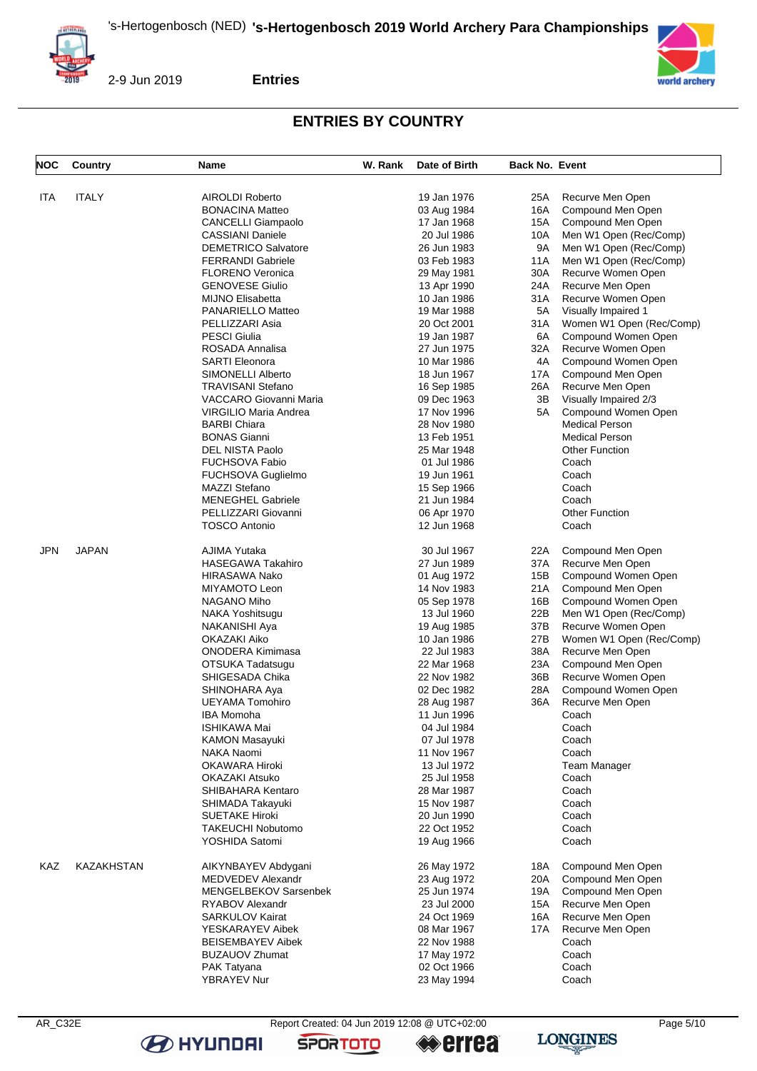## ENTRIES BY COUNTRY

| NOC | Country | Name | W. Rank | Date of Birth | Back No. | Event |
|---|---|---|---|---|---|---|
| ITA | ITALY | AIROLDI Roberto | | 19 Jan 1976 | 25A | Recurve Men Open |
| | | BONACINA Matteo | | 03 Aug 1984 | 16A | Compound Men Open |
| | | CANCELLI Giampaolo | | 17 Jan 1968 | 15A | Compound Men Open |
| | | CASSIANI Daniele | | 20 Jul 1986 | 10A | Men W1 Open (Rec/Comp) |
| | | DEMETRICO Salvatore | | 26 Jun 1983 | 9A | Men W1 Open (Rec/Comp) |
| | | FERRANDI Gabriele | | 03 Feb 1983 | 11A | Men W1 Open (Rec/Comp) |
| | | FLORENO Veronica | | 29 May 1981 | 30A | Recurve Women Open |
| | | GENOVESE Giulio | | 13 Apr 1990 | 24A | Recurve Men Open |
| | | MIJNO Elisabetta | | 10 Jan 1986 | 31A | Recurve Women Open |
| | | PANARIELLO Matteo | | 19 Mar 1988 | 5A | Visually Impaired 1 |
| | | PELLIZZARI Asia | | 20 Oct 2001 | 31A | Women W1 Open (Rec/Comp) |
| | | PESCI Giulia | | 19 Jan 1987 | 6A | Compound Women Open |
| | | ROSADA Annalisa | | 27 Jun 1975 | 32A | Recurve Women Open |
| | | SARTI Eleonora | | 10 Mar 1986 | 4A | Compound Women Open |
| | | SIMONELLI Alberto | | 18 Jun 1967 | 17A | Compound Men Open |
| | | TRAVISANI Stefano | | 16 Sep 1985 | 26A | Recurve Men Open |
| | | VACCARO Giovanni Maria | | 09 Dec 1963 | 3B | Visually Impaired 2/3 |
| | | VIRGILIO Maria Andrea | | 17 Nov 1996 | 5A | Compound Women Open |
| | | BARBI Chiara | | 28 Nov 1980 | | Medical Person |
| | | BONAS Gianni | | 13 Feb 1951 | | Medical Person |
| | | DEL NISTA Paolo | | 25 Mar 1948 | | Other Function |
| | | FUCHSOVA Fabio | | 01 Jul 1986 | | Coach |
| | | FUCHSOVA Guglielmo | | 19 Jun 1961 | | Coach |
| | | MAZZI Stefano | | 15 Sep 1966 | | Coach |
| | | MENEGHEL Gabriele | | 21 Jun 1984 | | Coach |
| | | PELLIZZARI Giovanni | | 06 Apr 1970 | | Other Function |
| | | TOSCO Antonio | | 12 Jun 1968 | | Coach |
| JPN | JAPAN | AJIMA Yutaka | | 30 Jul 1967 | 22A | Compound Men Open |
| | | HASEGAWA Takahiro | | 27 Jun 1989 | 37A | Recurve Men Open |
| | | HIRASAWA Nako | | 01 Aug 1972 | 15B | Compound Women Open |
| | | MIYAMOTO Leon | | 14 Nov 1983 | 21A | Compound Men Open |
| | | NAGANO Miho | | 05 Sep 1978 | 16B | Compound Women Open |
| | | NAKA Yoshitsugu | | 13 Jul 1960 | 22B | Men W1 Open (Rec/Comp) |
| | | NAKANISHI Aya | | 19 Aug 1985 | 37B | Recurve Women Open |
| | | OKAZAKI Aiko | | 10 Jan 1986 | 27B | Women W1 Open (Rec/Comp) |
| | | ONODERA Kimimasa | | 22 Jul 1983 | 38A | Recurve Men Open |
| | | OTSUKA Tadatsugu | | 22 Mar 1968 | 23A | Compound Men Open |
| | | SHIGESADA Chika | | 22 Nov 1982 | 36B | Recurve Women Open |
| | | SHINOHARA Aya | | 02 Dec 1982 | 28A | Compound Women Open |
| | | UEYAMA Tomohiro | | 28 Aug 1987 | 36A | Recurve Men Open |
| | | IBA Momoha | | 11 Jun 1996 | | Coach |
| | | ISHIKAWA Mai | | 04 Jul 1984 | | Coach |
| | | KAMON Masayuki | | 07 Jul 1978 | | Coach |
| | | NAKA Naomi | | 11 Nov 1967 | | Coach |
| | | OKAWARA Hiroki | | 13 Jul 1972 | | Team Manager |
| | | OKAZAKI Atsuko | | 25 Jul 1958 | | Coach |
| | | SHIBAHARA Kentaro | | 28 Mar 1987 | | Coach |
| | | SHIMADA Takayuki | | 15 Nov 1987 | | Coach |
| | | SUETAKE Hiroki | | 20 Jun 1990 | | Coach |
| | | TAKEUCHI Nobutomo | | 22 Oct 1952 | | Coach |
| | | YOSHIDA Satomi | | 19 Aug 1966 | | Coach |
| KAZ | KAZAKHSTAN | AIKYNBAYEV Abdygani | | 26 May 1972 | 18A | Compound Men Open |
| | | MEDVEDEV Alexandr | | 23 Aug 1972 | 20A | Compound Men Open |
| | | MENGELBEKOV Sarsenbek | | 25 Jun 1974 | 19A | Compound Men Open |
| | | RYABOV Alexandr | | 23 Jul 2000 | 15A | Recurve Men Open |
| | | SARKULOV Kairat | | 24 Oct 1969 | 16A | Recurve Men Open |
| | | YESKARAYEV Aibek | | 08 Mar 1967 | 17A | Recurve Men Open |
| | | BEISEMBAYEV Aibek | | 22 Nov 1988 | | Coach |
| | | BUZAUOV Zhumat | | 17 May 1972 | | Coach |
| | | PAK Tatyana | | 02 Oct 1966 | | Coach |
| | | YBRAYEV Nur | | 23 May 1994 | | Coach |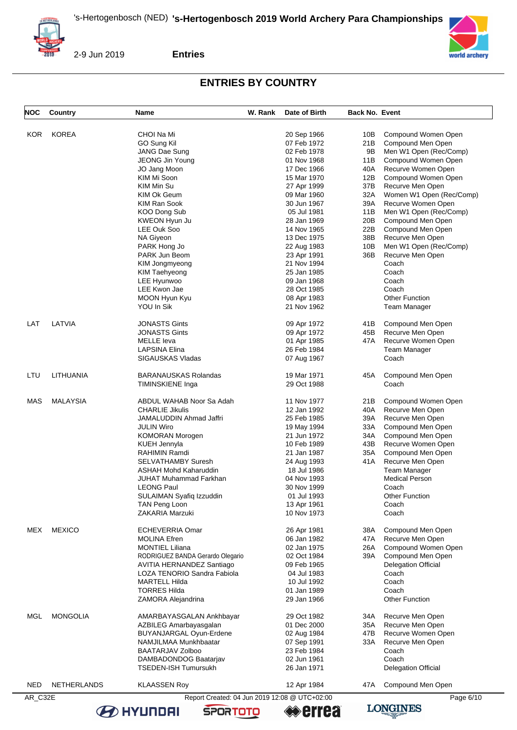## ENTRIES BY COUNTRY

| NOC | Country | Name | W. Rank | Date of Birth | Back No. | Event |
|---|---|---|---|---|---|---|
| KOR | KOREA | CHOI Na Mi | | 20 Sep 1966 | 10B | Compound Women Open |
| | | GO Sung Kil | | 07 Feb 1972 | 21B | Compound Men Open |
| | | JANG Dae Sung | | 02 Feb 1978 | 9B | Men W1 Open (Rec/Comp) |
| | | JEONG Jin Young | | 01 Nov 1968 | 11B | Compound Women Open |
| | | JO Jang Moon | | 17 Dec 1966 | 40A | Recurve Women Open |
| | | KIM Mi Soon | | 15 Mar 1970 | 12B | Compound Women Open |
| | | KIM Min Su | | 27 Apr 1999 | 37B | Recurve Men Open |
| | | KIM Ok Geum | | 09 Mar 1960 | 32A | Women W1 Open (Rec/Comp) |
| | | KIM Ran Sook | | 30 Jun 1967 | 39A | Recurve Women Open |
| | | KOO Dong Sub | | 05 Jul 1981 | 11B | Men W1 Open (Rec/Comp) |
| | | KWEON Hyun Ju | | 28 Jan 1969 | 20B | Compound Men Open |
| | | LEE Ouk Soo | | 14 Nov 1965 | 22B | Compound Men Open |
| | | NA Giyeon | | 13 Dec 1975 | 38B | Recurve Men Open |
| | | PARK Hong Jo | | 22 Aug 1983 | 10B | Men W1 Open (Rec/Comp) |
| | | PARK Jun Beom | | 23 Apr 1991 | 36B | Recurve Men Open |
| | | KIM Jongmyeong | | 21 Nov 1994 | | Coach |
| | | KIM Taehyeong | | 25 Jan 1985 | | Coach |
| | | LEE Hyunwoo | | 09 Jan 1968 | | Coach |
| | | LEE Kwon Jae | | 28 Oct 1985 | | Coach |
| | | MOON Hyun Kyu | | 08 Apr 1983 | | Other Function |
| | | YOU In Sik | | 21 Nov 1962 | | Team Manager |
| LAT | LATVIA | JONASTS Gints | | 09 Apr 1972 | 41B | Compound Men Open |
| | | JONASTS Gints | | 09 Apr 1972 | 45B | Recurve Men Open |
| | | MELLE Ieva | | 01 Apr 1985 | 47A | Recurve Women Open |
| | | LAPSINA Elina | | 26 Feb 1984 | | Team Manager |
| | | SIGAUSKAS Vladas | | 07 Aug 1967 | | Coach |
| LTU | LITHUANIA | BARANAUSKAS Rolandas | | 19 Mar 1971 | 45A | Compound Men Open |
| | | TIMINSKIENE Inga | | 29 Oct 1988 | | Coach |
| MAS | MALAYSIA | ABDUL WAHAB Noor Sa Adah | | 11 Nov 1977 | 21B | Compound Women Open |
| | | CHARLIE Jikulis | | 12 Jan 1992 | 40A | Recurve Men Open |
| | | JAMALUDDIN Ahmad Jaffri | | 25 Feb 1985 | 39A | Recurve Men Open |
| | | JULIN Wiro | | 19 May 1994 | 33A | Compound Men Open |
| | | KOMORAN Morogen | | 21 Jun 1972 | 34A | Compound Men Open |
| | | KUEH Jennyla | | 10 Feb 1989 | 43B | Recurve Women Open |
| | | RAHIMIN Ramdi | | 21 Jan 1987 | 35A | Compound Men Open |
| | | SELVATHAMBY Suresh | | 24 Aug 1993 | 41A | Recurve Men Open |
| | | ASHAH Mohd Kaharuddin | | 18 Jul 1986 | | Team Manager |
| | | JUHAT Muhammad Farkhan | | 04 Nov 1993 | | Medical Person |
| | | LEONG Paul | | 30 Nov 1999 | | Coach |
| | | SULAIMAN Syafiq Izzuddin | | 01 Jul 1993 | | Other Function |
| | | TAN Peng Loon | | 13 Apr 1961 | | Coach |
| | | ZAKARIA Marzuki | | 10 Nov 1973 | | Coach |
| MEX | MEXICO | ECHEVERRIA Omar | | 26 Apr 1981 | 38A | Compound Men Open |
| | | MOLINA Efren | | 06 Jan 1982 | 47A | Recurve Men Open |
| | | MONTIEL Liliana | | 02 Jan 1975 | 26A | Compound Women Open |
| | | RODRIGUEZ BANDA Gerardo Olegario | | 02 Oct 1984 | 39A | Compound Men Open |
| | | AVITIA HERNANDEZ Santiago | | 09 Feb 1965 | | Delegation Official |
| | | LOZA TENORIO Sandra Fabiola | | 04 Jul 1983 | | Coach |
| | | MARTELL Hilda | | 10 Jul 1992 | | Coach |
| | | TORRES Hilda | | 01 Jan 1989 | | Coach |
| | | ZAMORA Alejandrina | | 29 Jan 1966 | | Other Function |
| MGL | MONGOLIA | AMARBAYASGALAN Ankhbayar | | 29 Oct 1982 | 34A | Recurve Men Open |
| | | AZBILEG Amarbayasgalan | | 01 Dec 2000 | 35A | Recurve Men Open |
| | | BUYANJARGAL Oyun-Erdene | | 02 Aug 1984 | 47B | Recurve Women Open |
| | | NAMJILMAA Munkhbaatar | | 07 Sep 1991 | 33A | Recurve Men Open |
| | | BAATARJAV Zolboo | | 23 Feb 1984 | | Coach |
| | | DAMBADONDOG Baatarjav | | 02 Jun 1961 | | Coach |
| | | TSEDEN-ISH Tumursukh | | 26 Jan 1971 | | Delegation Official |
| NED | NETHERLANDS | KLAASSEN Roy | | 12 Apr 1984 | 47A | Compound Men Open |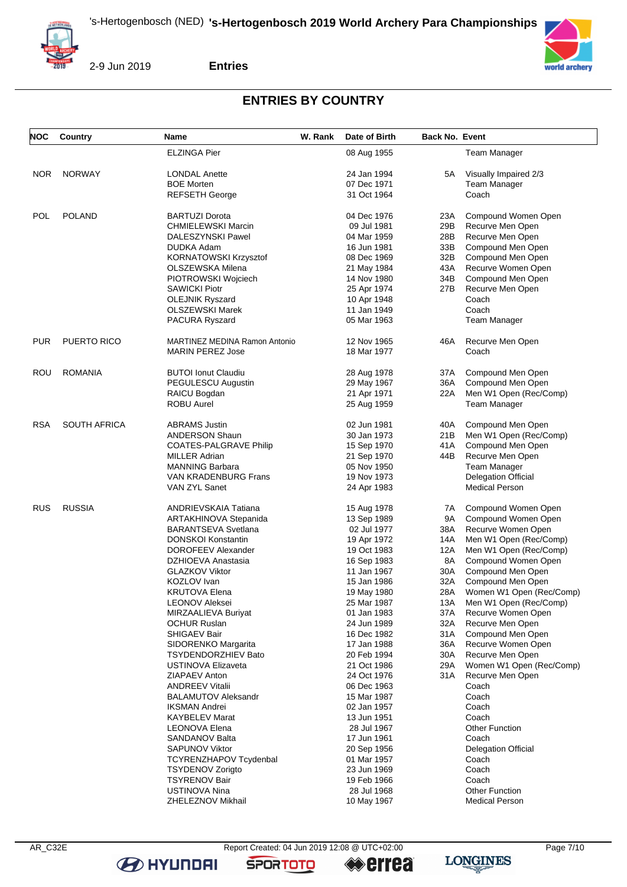## ENTRIES BY COUNTRY

| NOC | Country | Name | W. Rank | Date of Birth | Back No. | Event |
|---|---|---|---|---|---|---|
| | | ELZINGA Pier | | 08 Aug 1955 | | Team Manager |
| NOR | NORWAY | LONDAL Anette | | 24 Jan 1994 | 5A | Visually Impaired 2/3 |
| | | BOE Morten | | 07 Dec 1971 | | Team Manager |
| | | REFSETH George | | 31 Oct 1964 | | Coach |
| POL | POLAND | BARTUZI Dorota | | 04 Dec 1976 | 23A | Compound Women Open |
| | | CHMIELEWSKI Marcin | | 09 Jul 1981 | 29B | Recurve Men Open |
| | | DALESZYNSKI Pawel | | 04 Mar 1959 | 28B | Recurve Men Open |
| | | DUDKA Adam | | 16 Jun 1981 | 33B | Compound Men Open |
| | | KORNATOWSKI Krzysztof | | 08 Dec 1969 | 32B | Compound Men Open |
| | | OLSZEWSKA Milena | | 21 May 1984 | 43A | Recurve Women Open |
| | | PIOTROWSKI Wojciech | | 14 Nov 1980 | 34B | Compound Men Open |
| | | SAWICKI Piotr | | 25 Apr 1974 | 27B | Recurve Men Open |
| | | OLEJNIK Ryszard | | 10 Apr 1948 | | Coach |
| | | OLSZEWSKI Marek | | 11 Jan 1949 | | Coach |
| | | PACURA Ryszard | | 05 Mar 1963 | | Team Manager |
| PUR | PUERTO RICO | MARTINEZ MEDINA Ramon Antonio | | 12 Nov 1965 | 46A | Recurve Men Open |
| | | MARIN PEREZ Jose | | 18 Mar 1977 | | Coach |
| ROU | ROMANIA | BUTOI Ionut Claudiu | | 28 Aug 1978 | 37A | Compound Men Open |
| | | PEGULESCU Augustin | | 29 May 1967 | 36A | Compound Men Open |
| | | RAICU Bogdan | | 21 Apr 1971 | 22A | Men W1 Open (Rec/Comp) |
| | | ROBU Aurel | | 25 Aug 1959 | | Team Manager |
| RSA | SOUTH AFRICA | ABRAMS Justin | | 02 Jun 1981 | 40A | Compound Men Open |
| | | ANDERSON Shaun | | 30 Jan 1973 | 21B | Men W1 Open (Rec/Comp) |
| | | COATES-PALGRAVE Philip | | 15 Sep 1970 | 41A | Compound Men Open |
| | | MILLER Adrian | | 21 Sep 1970 | 44B | Recurve Men Open |
| | | MANNING Barbara | | 05 Nov 1950 | | Team Manager |
| | | VAN KRADENBURG Frans | | 19 Nov 1973 | | Delegation Official |
| | | VAN ZYL Sanet | | 24 Apr 1983 | | Medical Person |
| RUS | RUSSIA | ANDRIEVSKAIA Tatiana | | 15 Aug 1978 | 7A | Compound Women Open |
| | | ARTAKHINOVA Stepanida | | 13 Sep 1989 | 9A | Compound Women Open |
| | | BARANTSEVA Svetlana | | 02 Jul 1977 | 38A | Recurve Women Open |
| | | DONSKOI Konstantin | | 19 Apr 1972 | 14A | Men W1 Open (Rec/Comp) |
| | | DOROFEEV Alexander | | 19 Oct 1983 | 12A | Men W1 Open (Rec/Comp) |
| | | DZHIOEVA Anastasia | | 16 Sep 1983 | 8A | Compound Women Open |
| | | GLAZKOV Viktor | | 11 Jan 1967 | 30A | Compound Men Open |
| | | KOZLOV Ivan | | 15 Jan 1986 | 32A | Compound Men Open |
| | | KRUTOVA Elena | | 19 May 1980 | 28A | Women W1 Open (Rec/Comp) |
| | | LEONOV Aleksei | | 25 Mar 1987 | 13A | Men W1 Open (Rec/Comp) |
| | | MIRZAALIEVA Buriyat | | 01 Jan 1983 | 37A | Recurve Women Open |
| | | OCHUR Ruslan | | 24 Jun 1989 | 32A | Recurve Men Open |
| | | SHIGAEV Bair | | 16 Dec 1982 | 31A | Compound Men Open |
| | | SIDORENKO Margarita | | 17 Jan 1988 | 36A | Recurve Women Open |
| | | TSYDENDORZHIEV Bato | | 20 Feb 1994 | 30A | Recurve Men Open |
| | | USTINOVA Elizaveta | | 21 Oct 1986 | 29A | Women W1 Open (Rec/Comp) |
| | | ZIAPAEV Anton | | 24 Oct 1976 | 31A | Recurve Men Open |
| | | ANDREEV Vitalii | | 06 Dec 1963 | | Coach |
| | | BALAMUTOV Aleksandr | | 15 Mar 1987 | | Coach |
| | | IKSMAN Andrei | | 02 Jan 1957 | | Coach |
| | | KAYBELEV Marat | | 13 Jun 1951 | | Coach |
| | | LEONOVA Elena | | 28 Jul 1967 | | Other Function |
| | | SANDANOV Balta | | 17 Jun 1961 | | Coach |
| | | SAPUNOV Viktor | | 20 Sep 1956 | | Delegation Official |
| | | TCYRENZHAPOV Tcydenbal | | 01 Mar 1957 | | Coach |
| | | TSYDENOV Zorigto | | 23 Jun 1969 | | Coach |
| | | TSYRENOV Bair | | 19 Feb 1966 | | Coach |
| | | USTINOVA Nina | | 28 Jul 1968 | | Other Function |
| | | ZHELEZNOV Mikhail | | 10 May 1967 | | Medical Person |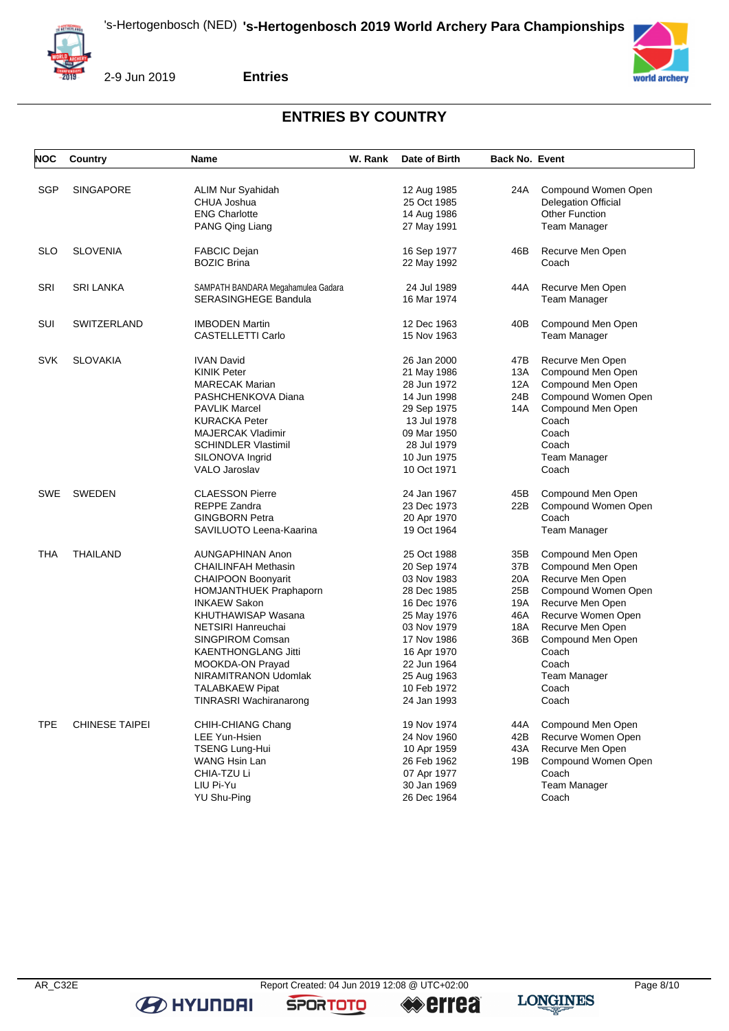## ENTRIES BY COUNTRY

| NOC | Country | Name | W. Rank | Date of Birth | Back No. | Event |
|---|---|---|---|---|---|---|
| SGP | SINGAPORE | ALIM Nur Syahidah | | 12 Aug 1985 | 24A | Compound Women Open |
| | | CHUA Joshua | | 25 Oct 1985 | | Delegation Official |
| | | ENG Charlotte | | 14 Aug 1986 | | Other Function |
| | | PANG Qing Liang | | 27 May 1991 | | Team Manager |
| SLO | SLOVENIA | FABCIC Dejan | | 16 Sep 1977 | 46B | Recurve Men Open |
| | | BOZIC Brina | | 22 May 1992 | | Coach |
| SRI | SRI LANKA | SAMPATH BANDARA Megahamulea Gadara | | 24 Jul 1989 | 44A | Recurve Men Open |
| | | SERASINGHEGE Bandula | | 16 Mar 1974 | | Team Manager |
| SUI | SWITZERLAND | IMBODEN Martin | | 12 Dec 1963 | 40B | Compound Men Open |
| | | CASTELLETTI Carlo | | 15 Nov 1963 | | Team Manager |
| SVK | SLOVAKIA | IVAN David | | 26 Jan 2000 | 47B | Recurve Men Open |
| | | KINIK Peter | | 21 May 1986 | 13A | Compound Men Open |
| | | MARECAK Marian | | 28 Jun 1972 | 12A | Compound Men Open |
| | | PASHCHENKOVA Diana | | 14 Jun 1998 | 24B | Compound Women Open |
| | | PAVLIK Marcel | | 29 Sep 1975 | 14A | Compound Men Open |
| | | KURACKA Peter | | 13 Jul 1978 | | Coach |
| | | MAJERCAK Vladimir | | 09 Mar 1950 | | Coach |
| | | SCHINDLER Vlastimil | | 28 Jul 1979 | | Coach |
| | | SILONOVA Ingrid | | 10 Jun 1975 | | Team Manager |
| | | VALO Jaroslav | | 10 Oct 1971 | | Coach |
| SWE | SWEDEN | CLAESSON Pierre | | 24 Jan 1967 | 45B | Compound Men Open |
| | | REPPE Zandra | | 23 Dec 1973 | 22B | Compound Women Open |
| | | GINGBORN Petra | | 20 Apr 1970 | | Coach |
| | | SAVILUOTO Leena-Kaarina | | 19 Oct 1964 | | Team Manager |
| THA | THAILAND | AUNGAPHINAN Anon | | 25 Oct 1988 | 35B | Compound Men Open |
| | | CHAILINFAH Methasin | | 20 Sep 1974 | 37B | Compound Men Open |
| | | CHAIPOON Boonyarit | | 03 Nov 1983 | 20A | Recurve Men Open |
| | | HOMJANTHUEK Praphaporn | | 28 Dec 1985 | 25B | Compound Women Open |
| | | INKAEW Sakon | | 16 Dec 1976 | 19A | Recurve Men Open |
| | | KHUTHAWISAP Wasana | | 25 May 1976 | 46A | Recurve Women Open |
| | | NETSIRI Hanreuchai | | 03 Nov 1979 | 18A | Recurve Men Open |
| | | SINGPIROM Comsan | | 17 Nov 1986 | 36B | Compound Men Open |
| | | KAENTHONGLANG Jitti | | 16 Apr 1970 | | Coach |
| | | MOOKDA-ON Prayad | | 22 Jun 1964 | | Coach |
| | | NIRAMITRANON Udomlak | | 25 Aug 1963 | | Team Manager |
| | | TALABKAEW Pipat | | 10 Feb 1972 | | Coach |
| | | TINRASRI Wachiranarong | | 24 Jan 1993 | | Coach |
| TPE | CHINESE TAIPEI | CHIH-CHIANG Chang | | 19 Nov 1974 | 44A | Compound Men Open |
| | | LEE Yun-Hsien | | 24 Nov 1960 | 42B | Recurve Women Open |
| | | TSENG Lung-Hui | | 10 Apr 1959 | 43A | Recurve Men Open |
| | | WANG Hsin Lan | | 26 Feb 1962 | 19B | Compound Women Open |
| | | CHIA-TZU Li | | 07 Apr 1977 | | Coach |
| | | LIU Pi-Yu | | 30 Jan 1969 | | Team Manager |
| | | YU Shu-Ping | | 26 Dec 1964 | | Coach |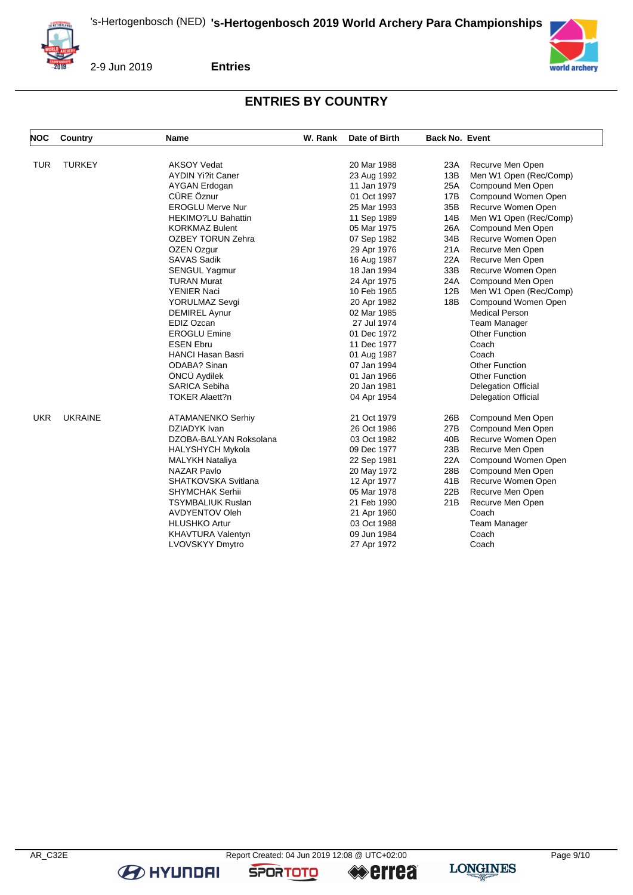## ENTRIES BY COUNTRY

| NOC | Country | Name | W. Rank | Date of Birth | Back No. | Event |
|---|---|---|---|---|---|---|
| TUR | TURKEY | AKSOY Vedat | | 20 Mar 1988 | 23A | Recurve Men Open |
| | | AYDIN Yi?it Caner | | 23 Aug 1992 | 13B | Men W1 Open (Rec/Comp) |
| | | AYGAN Erdogan | | 11 Jan 1979 | 25A | Compound Men Open |
| | | CÜRE Öznur | | 01 Oct 1997 | 17B | Compound Women Open |
| | | EROGLU Merve Nur | | 25 Mar 1993 | 35B | Recurve Women Open |
| | | HEKIMO?LU Bahattin | | 11 Sep 1989 | 14B | Men W1 Open (Rec/Comp) |
| | | KORKMAZ Bulent | | 05 Mar 1975 | 26A | Compound Men Open |
| | | OZBEY TORUN Zehra | | 07 Sep 1982 | 34B | Recurve Women Open |
| | | OZEN Ozgur | | 29 Apr 1976 | 21A | Recurve Men Open |
| | | SAVAS Sadik | | 16 Aug 1987 | 22A | Recurve Men Open |
| | | SENGUL Yagmur | | 18 Jan 1994 | 33B | Recurve Women Open |
| | | TURAN Murat | | 24 Apr 1975 | 24A | Compound Men Open |
| | | YENIER Naci | | 10 Feb 1965 | 12B | Men W1 Open (Rec/Comp) |
| | | YORULMAZ Sevgi | | 20 Apr 1982 | 18B | Compound Women Open |
| | | DEMIREL Aynur | | 02 Mar 1985 | | Medical Person |
| | | EDIZ Ozcan | | 27 Jul 1974 | | Team Manager |
| | | EROGLU Emine | | 01 Dec 1972 | | Other Function |
| | | ESEN Ebru | | 11 Dec 1977 | | Coach |
| | | HANCI Hasan Basri | | 01 Aug 1987 | | Coach |
| | | ODABA? Sinan | | 07 Jan 1994 | | Other Function |
| | | ÖNCÜ Aydilek | | 01 Jan 1966 | | Other Function |
| | | SARICA Sebiha | | 20 Jan 1981 | | Delegation Official |
| | | TOKER Alaett?n | | 04 Apr 1954 | | Delegation Official |
| UKR | UKRAINE | ATAMANENKO Serhiy | | 21 Oct 1979 | 26B | Compound Men Open |
| | | DZIADYK Ivan | | 26 Oct 1986 | 27B | Compound Men Open |
| | | DZOBA-BALYAN Roksolana | | 03 Oct 1982 | 40B | Recurve Women Open |
| | | HALYSHYCH Mykola | | 09 Dec 1977 | 23B | Recurve Men Open |
| | | MALYKH Nataliya | | 22 Sep 1981 | 22A | Compound Women Open |
| | | NAZAR Pavlo | | 20 May 1972 | 28B | Compound Men Open |
| | | SHATKOVSKA Svitlana | | 12 Apr 1977 | 41B | Recurve Women Open |
| | | SHYMCHAK Serhii | | 05 Mar 1978 | 22B | Recurve Men Open |
| | | TSYMBALIUK Ruslan | | 21 Feb 1990 | 21B | Recurve Men Open |
| | | AVDYENTOV Oleh | | 21 Apr 1960 | | Coach |
| | | HLUSHKO Artur | | 03 Oct 1988 | | Team Manager |
| | | KHAVTURA Valentyn | | 09 Jun 1984 | | Coach |
| | | LVOVSKYY Dmytro | | 27 Apr 1972 | | Coach |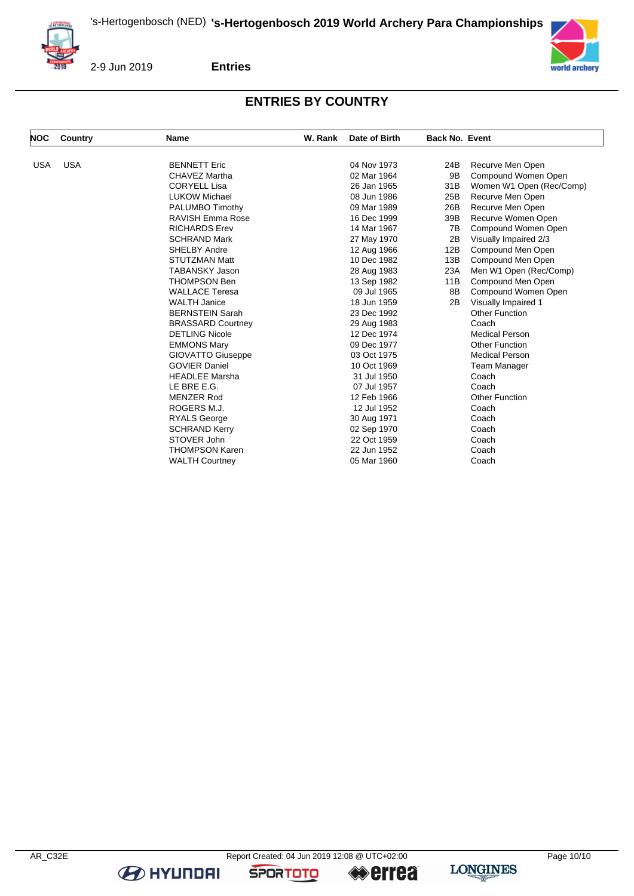## ENTRIES BY COUNTRY

| NOC | Country | Name | W. Rank | Date of Birth | Back No. | Event |
|---|---|---|---|---|---|---|
| USA | USA | BENNETT Eric | | 04 Nov 1973 | 24B | Recurve Men Open |
| | | CHAVEZ Martha | | 02 Mar 1964 | 9B | Compound Women Open |
| | | CORYELL Lisa | | 26 Jan 1965 | 31B | Women W1 Open (Rec/Comp) |
| | | LUKOW Michael | | 08 Jun 1986 | 25B | Recurve Men Open |
| | | PALUMBO Timothy | | 09 Mar 1989 | 26B | Recurve Men Open |
| | | RAVISH Emma Rose | | 16 Dec 1999 | 39B | Recurve Women Open |
| | | RICHARDS Erev | | 14 Mar 1967 | 7B | Compound Women Open |
| | | SCHRAND Mark | | 27 May 1970 | 2B | Visually Impaired 2/3 |
| | | SHELBY Andre | | 12 Aug 1966 | 12B | Compound Men Open |
| | | STUTZMAN Matt | | 10 Dec 1982 | 13B | Compound Men Open |
| | | TABANSKY Jason | | 28 Aug 1983 | 23A | Men W1 Open (Rec/Comp) |
| | | THOMPSON Ben | | 13 Sep 1982 | 11B | Compound Men Open |
| | | WALLACE Teresa | | 09 Jul 1965 | 8B | Compound Women Open |
| | | WALTH Janice | | 18 Jun 1959 | 2B | Visually Impaired 1 |
| | | BERNSTEIN Sarah | | 23 Dec 1992 | | Other Function |
| | | BRASSARD Courtney | | 29 Aug 1983 | | Coach |
| | | DETLING Nicole | | 12 Dec 1974 | | Medical Person |
| | | EMMONS Mary | | 09 Dec 1977 | | Other Function |
| | | GIOVATTO Giuseppe | | 03 Oct 1975 | | Medical Person |
| | | GOVIER Daniel | | 10 Oct 1969 | | Team Manager |
| | | HEADLEE Marsha | | 31 Jul 1950 | | Coach |
| | | LE BRE E.G. | | 07 Jul 1957 | | Coach |
| | | MENZER Rod | | 12 Feb 1966 | | Other Function |
| | | ROGERS M.J. | | 12 Jul 1952 | | Coach |
| | | RYALS George | | 30 Aug 1971 | | Coach |
| | | SCHRAND Kerry | | 02 Sep 1970 | | Coach |
| | | STOVER John | | 22 Oct 1959 | | Coach |
| | | THOMPSON Karen | | 22 Jun 1952 | | Coach |
| | | WALTH Courtney | | 05 Mar 1960 | | Coach |